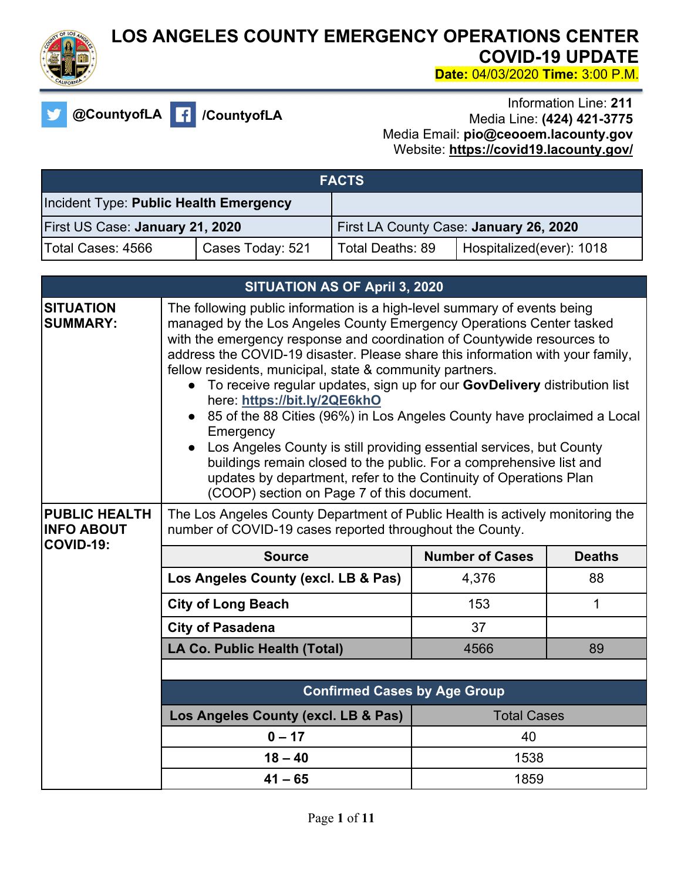# LOS ANGELES COUNTY EMERGENCY OPERATIONS CENTER COVID-19 UPDATE

**Date:** 04/03/2020 **Time:** 3:00 P.M.

@CountyofLA /CountyofLA

Information Line: **211**
Media Line: **(424) 421-3775**
Media Email: **pio@ceooem.lacounty.gov**
Website: **https://covid19.lacounty.gov/**

| FACTS | | | |
|---|---|---|---|
| Incident Type: **Public Health Emergency** | | | |
| First US Case: **January 21, 2020** | | First LA County Case: **January 26, 2020** | |
| Total Cases: 4566 | Cases Today: 521 | Total Deaths: 89 | Hospitalized(ever): 1018 |

## SITUATION AS OF April 3, 2020

**SITUATION SUMMARY:**

The following public information is a high-level summary of events being managed by the Los Angeles County Emergency Operations Center tasked with the emergency response and coordination of Countywide resources to address the COVID-19 disaster. Please share this information with your family, fellow residents, municipal, state & community partners.

- To receive regular updates, sign up for our **GovDelivery** distribution list here: **https://bit.ly/2QE6khO**
- 85 of the 88 Cities (96%) in Los Angeles County have proclaimed a Local Emergency
- Los Angeles County is still providing essential services, but County buildings remain closed to the public. For a comprehensive list and updates by department, refer to the Continuity of Operations Plan (COOP) section on Page 7 of this document.

**PUBLIC HEALTH INFO ABOUT COVID-19:**

The Los Angeles County Department of Public Health is actively monitoring the number of COVID-19 cases reported throughout the County.

| Source | Number of Cases | Deaths |
|---|---|---|
| **Los Angeles County (excl. LB & Pas)** | 4,376 | 88 |
| **City of Long Beach** | 153 | 1 |
| **City of Pasadena** | 37 | |
| **LA Co. Public Health (Total)** | 4566 | 89 |

**Confirmed Cases by Age Group**

| Los Angeles County (excl. LB & Pas) | Total Cases |
|---|---|
| **0 – 17** | 40 |
| **18 – 40** | 1538 |
| **41 – 65** | 1859 |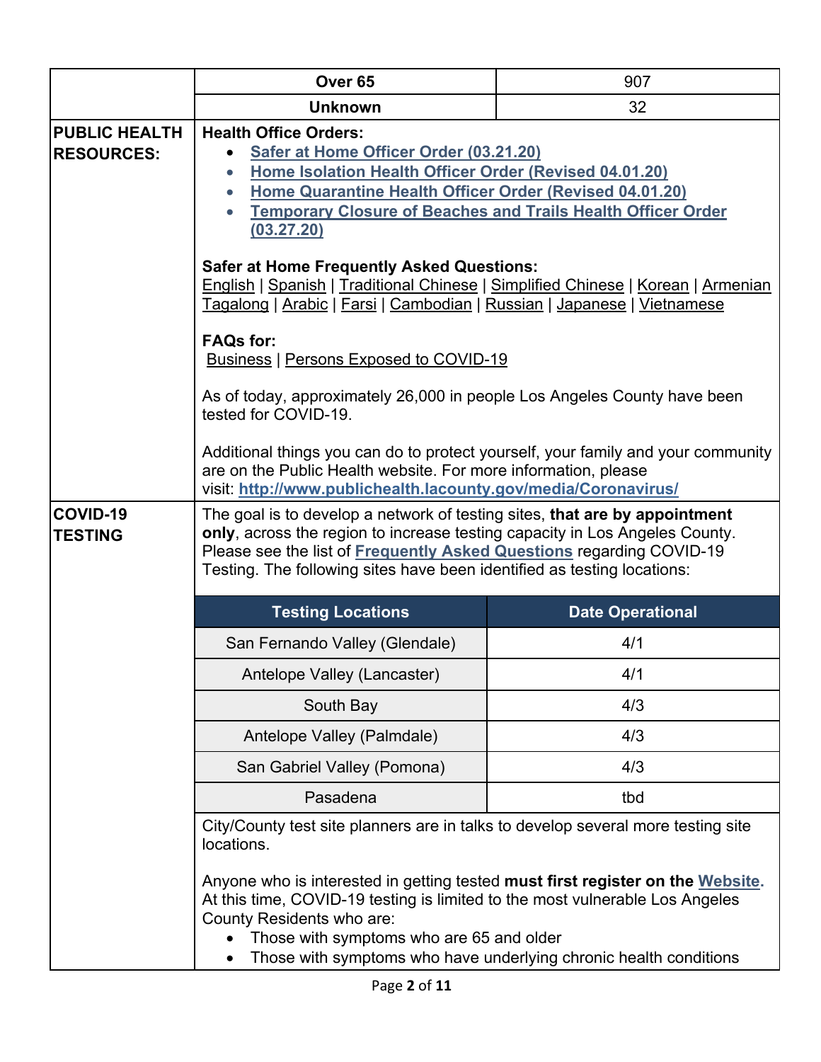| | | |
|---|---|---|
| | **Over 65** | 907 |
| | **Unknown** | 32 |

**PUBLIC HEALTH RESOURCES:**

**Health Office Orders:**

- **Safer at Home Officer Order (03.21.20)**
- **Home Isolation Health Officer Order (Revised 04.01.20)**
- **Home Quarantine Health Officer Order (Revised 04.01.20)**
- **Temporary Closure of Beaches and Trails Health Officer Order (03.27.20)**

**Safer at Home Frequently Asked Questions:**
English | Spanish | Traditional Chinese | Simplified Chinese | Korean | Armenian Tagalong | Arabic | Farsi | Cambodian | Russian | Japanese | Vietnamese

**FAQs for:**
Business | Persons Exposed to COVID-19

As of today, approximately 26,000 in people Los Angeles County have been tested for COVID-19.

Additional things you can do to protect yourself, your family and your community are on the Public Health website. For more information, please visit: **http://www.publichealth.lacounty.gov/media/Coronavirus/**

**COVID-19 TESTING**

The goal is to develop a network of testing sites, **that are by appointment only**, across the region to increase testing capacity in Los Angeles County. Please see the list of **Frequently Asked Questions** regarding COVID-19 Testing. The following sites have been identified as testing locations:

| Testing Locations | Date Operational |
|---|---|
| San Fernando Valley (Glendale) | 4/1 |
| Antelope Valley (Lancaster) | 4/1 |
| South Bay | 4/3 |
| Antelope Valley (Palmdale) | 4/3 |
| San Gabriel Valley (Pomona) | 4/3 |
| Pasadena | tbd |

City/County test site planners are in talks to develop several more testing site locations.

Anyone who is interested in getting tested **must first register on the Website.** At this time, COVID-19 testing is limited to the most vulnerable Los Angeles County Residents who are:

- Those with symptoms who are 65 and older
- Those with symptoms who have underlying chronic health conditions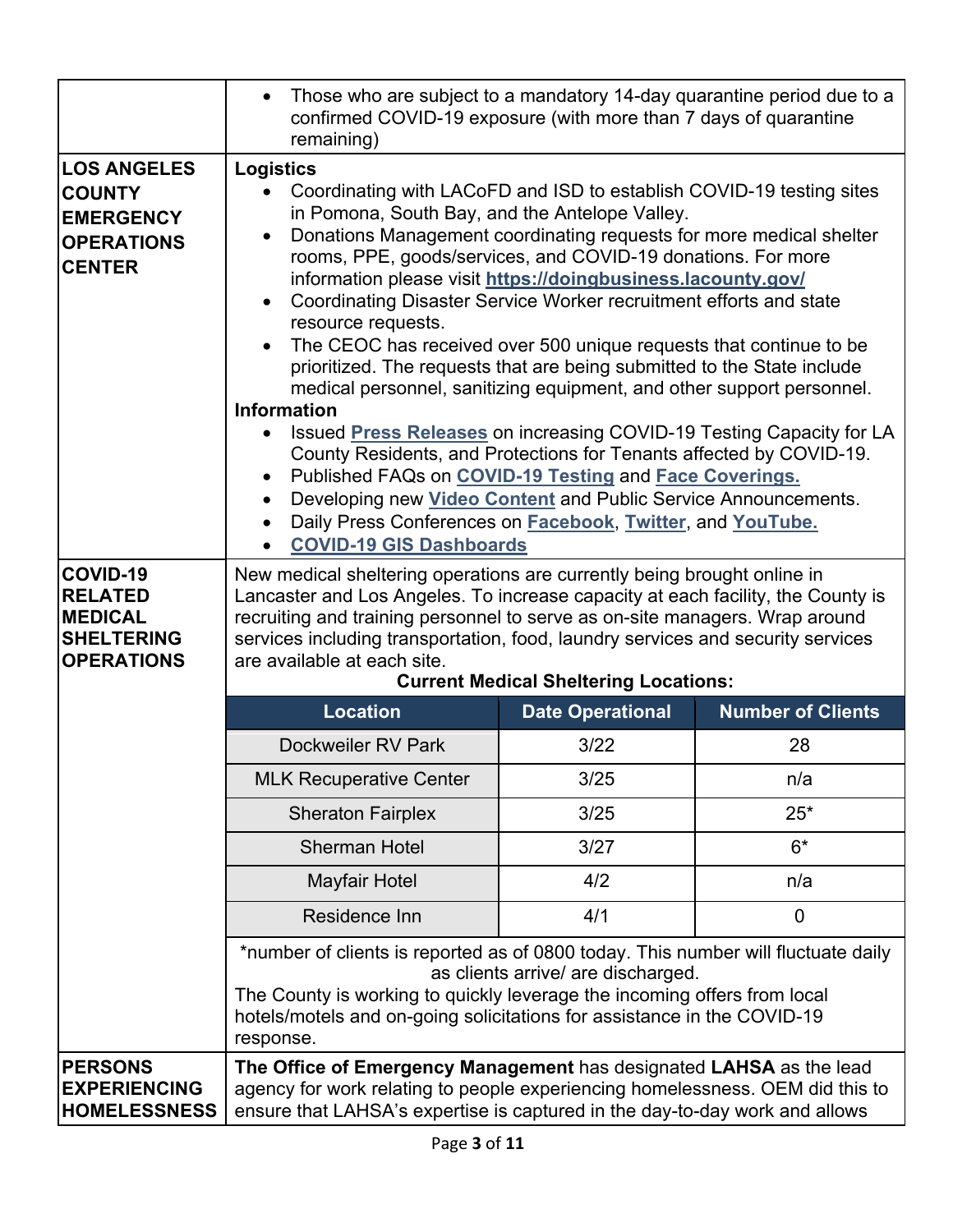- Those who are subject to a mandatory 14-day quarantine period due to a confirmed COVID-19 exposure (with more than 7 days of quarantine remaining)

## LOS ANGELES COUNTY EMERGENCY OPERATIONS CENTER

**Logistics**

- Coordinating with LACoFD and ISD to establish COVID-19 testing sites in Pomona, South Bay, and the Antelope Valley.
- Donations Management coordinating requests for more medical shelter rooms, PPE, goods/services, and COVID-19 donations. For more information please visit **https://doingbusiness.lacounty.gov/**
- Coordinating Disaster Service Worker recruitment efforts and state resource requests.
- The CEOC has received over 500 unique requests that continue to be prioritized. The requests that are being submitted to the State include medical personnel, sanitizing equipment, and other support personnel.

**Information**

- Issued **Press Releases** on increasing COVID-19 Testing Capacity for LA County Residents, and Protections for Tenants affected by COVID-19.
- Published FAQs on **COVID-19 Testing** and **Face Coverings.**
- Developing new **Video Content** and Public Service Announcements.
- Daily Press Conferences on **Facebook**, **Twitter**, and **YouTube.**
- **COVID-19 GIS Dashboards**

## COVID-19 RELATED MEDICAL SHELTERING OPERATIONS

New medical sheltering operations are currently being brought online in Lancaster and Los Angeles. To increase capacity at each facility, the County is recruiting and training personnel to serve as on-site managers. Wrap around services including transportation, food, laundry services and security services are available at each site.

**Current Medical Sheltering Locations:**

| Location | Date Operational | Number of Clients |
| --- | --- | --- |
| Dockweiler RV Park | 3/22 | 28 |
| MLK Recuperative Center | 3/25 | n/a |
| Sheraton Fairplex | 3/25 | 25* |
| Sherman Hotel | 3/27 | 6* |
| Mayfair Hotel | 4/2 | n/a |
| Residence Inn | 4/1 | 0 |

*number of clients is reported as of 0800 today. This number will fluctuate daily as clients arrive/ are discharged.

The County is working to quickly leverage the incoming offers from local hotels/motels and on-going solicitations for assistance in the COVID-19 response.

## PERSONS EXPERIENCING HOMELESSNESS

**The Office of Emergency Management** has designated **LAHSA** as the lead agency for work relating to people experiencing homelessness. OEM did this to ensure that LAHSA's expertise is captured in the day-to-day work and allows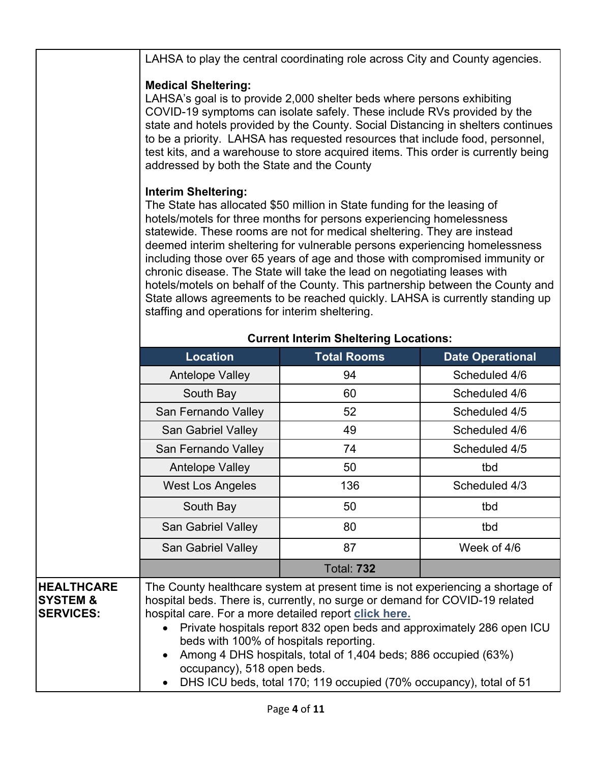LAHSA to play the central coordinating role across City and County agencies.

**Medical Sheltering:**
LAHSA's goal is to provide 2,000 shelter beds where persons exhibiting COVID-19 symptoms can isolate safely. These include RVs provided by the state and hotels provided by the County. Social Distancing in shelters continues to be a priority. LAHSA has requested resources that include food, personnel, test kits, and a warehouse to store acquired items. This order is currently being addressed by both the State and the County

**Interim Sheltering:**
The State has allocated $50 million in State funding for the leasing of hotels/motels for three months for persons experiencing homelessness statewide. These rooms are not for medical sheltering. They are instead deemed interim sheltering for vulnerable persons experiencing homelessness including those over 65 years of age and those with compromised immunity or chronic disease. The State will take the lead on negotiating leases with hotels/motels on behalf of the County. This partnership between the County and State allows agreements to be reached quickly. LAHSA is currently standing up staffing and operations for interim sheltering.

**Current Interim Sheltering Locations:**

| Location | Total Rooms | Date Operational |
|---|---|---|
| Antelope Valley | 94 | Scheduled 4/6 |
| South Bay | 60 | Scheduled 4/6 |
| San Fernando Valley | 52 | Scheduled 4/5 |
| San Gabriel Valley | 49 | Scheduled 4/6 |
| San Fernando Valley | 74 | Scheduled 4/5 |
| Antelope Valley | 50 | tbd |
| West Los Angeles | 136 | Scheduled 4/3 |
| South Bay | 50 | tbd |
| San Gabriel Valley | 80 | tbd |
| San Gabriel Valley | 87 | Week of 4/6 |
| | Total: **732** | |

**HEALTHCARE SYSTEM & SERVICES:**

The County healthcare system at present time is not experiencing a shortage of hospital beds. There is, currently, no surge or demand for COVID-19 related hospital care. For a more detailed report **click here.**

- Private hospitals report 832 open beds and approximately 286 open ICU beds with 100% of hospitals reporting.
- Among 4 DHS hospitals, total of 1,404 beds; 886 occupied (63%) occupancy), 518 open beds.
- DHS ICU beds, total 170; 119 occupied (70% occupancy), total of 51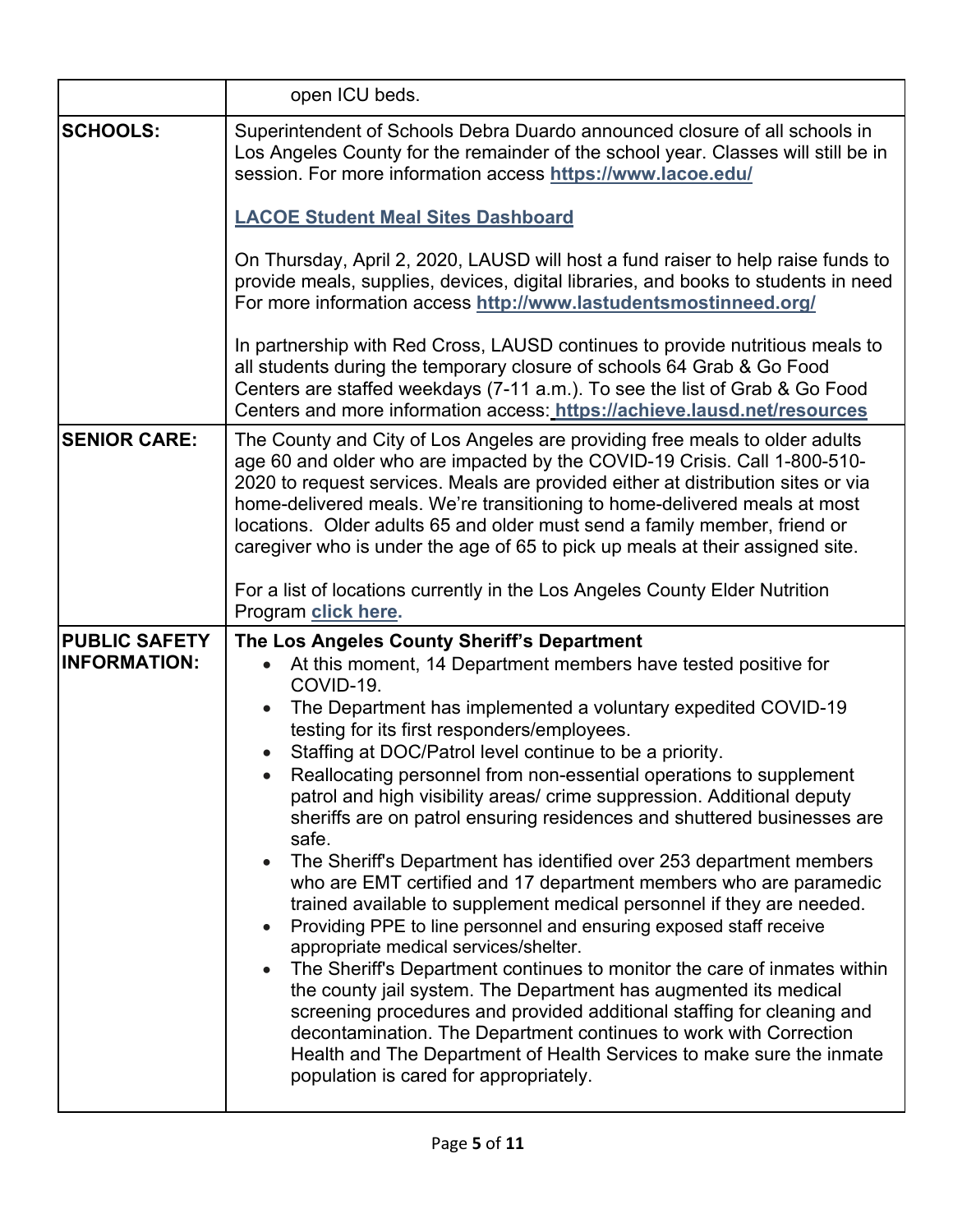| | |
|---|---|
| | open ICU beds. |
| **SCHOOLS:** | Superintendent of Schools Debra Duardo announced closure of all schools in Los Angeles County for the remainder of the school year. Classes will still be in session. For more information access **https://www.lacoe.edu/**<br><br>**LACOE Student Meal Sites Dashboard**<br><br>On Thursday, April 2, 2020, LAUSD will host a fund raiser to help raise funds to provide meals, supplies, devices, digital libraries, and books to students in need For more information access **http://www.lastudentsmostinneed.org/**<br><br>In partnership with Red Cross, LAUSD continues to provide nutritious meals to all students during the temporary closure of schools 64 Grab & Go Food Centers are staffed weekdays (7-11 a.m.). To see the list of Grab & Go Food Centers and more information access: **https://achieve.lausd.net/resources** |
| **SENIOR CARE:** | The County and City of Los Angeles are providing free meals to older adults age 60 and older who are impacted by the COVID-19 Crisis. Call 1-800-510-2020 to request services. Meals are provided either at distribution sites or via home-delivered meals. We're transitioning to home-delivered meals at most locations. Older adults 65 and older must send a family member, friend or caregiver who is under the age of 65 to pick up meals at their assigned site.<br><br>For a list of locations currently in the Los Angeles County Elder Nutrition Program **click here.** |
| **PUBLIC SAFETY INFORMATION:** | **The Los Angeles County Sheriff's Department**<br>• At this moment, 14 Department members have tested positive for COVID-19.<br>• The Department has implemented a voluntary expedited COVID-19 testing for its first responders/employees.<br>• Staffing at DOC/Patrol level continue to be a priority.<br>• Reallocating personnel from non-essential operations to supplement patrol and high visibility areas/ crime suppression. Additional deputy sheriffs are on patrol ensuring residences and shuttered businesses are safe.<br>• The Sheriff's Department has identified over 253 department members who are EMT certified and 17 department members who are paramedic trained available to supplement medical personnel if they are needed.<br>• Providing PPE to line personnel and ensuring exposed staff receive appropriate medical services/shelter.<br>• The Sheriff's Department continues to monitor the care of inmates within the county jail system. The Department has augmented its medical screening procedures and provided additional staffing for cleaning and decontamination. The Department continues to work with Correction Health and The Department of Health Services to make sure the inmate population is cared for appropriately. |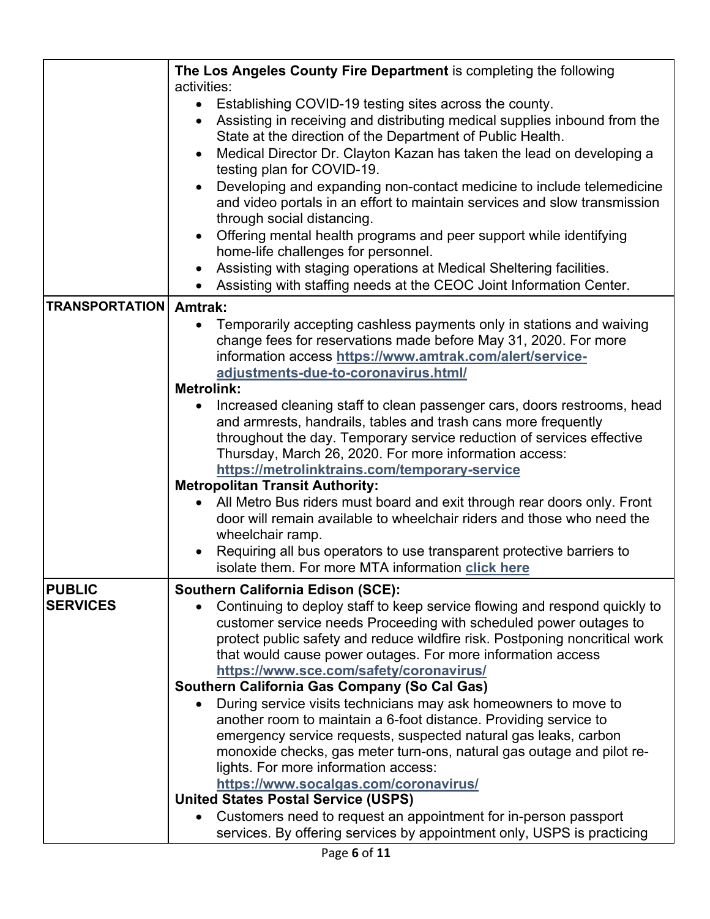| | |
|---|---|
| | **The Los Angeles County Fire Department** is completing the following activities:<br>• Establishing COVID-19 testing sites across the county.<br>• Assisting in receiving and distributing medical supplies inbound from the State at the direction of the Department of Public Health.<br>• Medical Director Dr. Clayton Kazan has taken the lead on developing a testing plan for COVID-19.<br>• Developing and expanding non-contact medicine to include telemedicine and video portals in an effort to maintain services and slow transmission through social distancing.<br>• Offering mental health programs and peer support while identifying home-life challenges for personnel.<br>• Assisting with staging operations at Medical Sheltering facilities.<br>• Assisting with staffing needs at the CEOC Joint Information Center. |
| **TRANSPORTATION** | **Amtrak:**<br>• Temporarily accepting cashless payments only in stations and waiving change fees for reservations made before May 31, 2020. For more information access **https://www.amtrak.com/alert/service-adjustments-due-to-coronavirus.html/**<br>**Metrolink:**<br>• Increased cleaning staff to clean passenger cars, doors restrooms, head and armrests, handrails, tables and trash cans more frequently throughout the day. Temporary service reduction of services effective Thursday, March 26, 2020. For more information access: **https://metrolinktrains.com/temporary-service**<br>**Metropolitan Transit Authority:**<br>• All Metro Bus riders must board and exit through rear doors only. Front door will remain available to wheelchair riders and those who need the wheelchair ramp.<br>• Requiring all bus operators to use transparent protective barriers to isolate them. For more MTA information **click here** |
| **PUBLIC SERVICES** | **Southern California Edison (SCE):**<br>• Continuing to deploy staff to keep service flowing and respond quickly to customer service needs Proceeding with scheduled power outages to protect public safety and reduce wildfire risk. Postponing noncritical work that would cause power outages. For more information access **https://www.sce.com/safety/coronavirus/**<br>**Southern California Gas Company (So Cal Gas)**<br>• During service visits technicians may ask homeowners to move to another room to maintain a 6-foot distance. Providing service to emergency service requests, suspected natural gas leaks, carbon monoxide checks, gas meter turn-ons, natural gas outage and pilot re-lights. For more information access: **https://www.socalgas.com/coronavirus/**<br>**United States Postal Service (USPS)**<br>• Customers need to request an appointment for in-person passport services. By offering services by appointment only, USPS is practicing |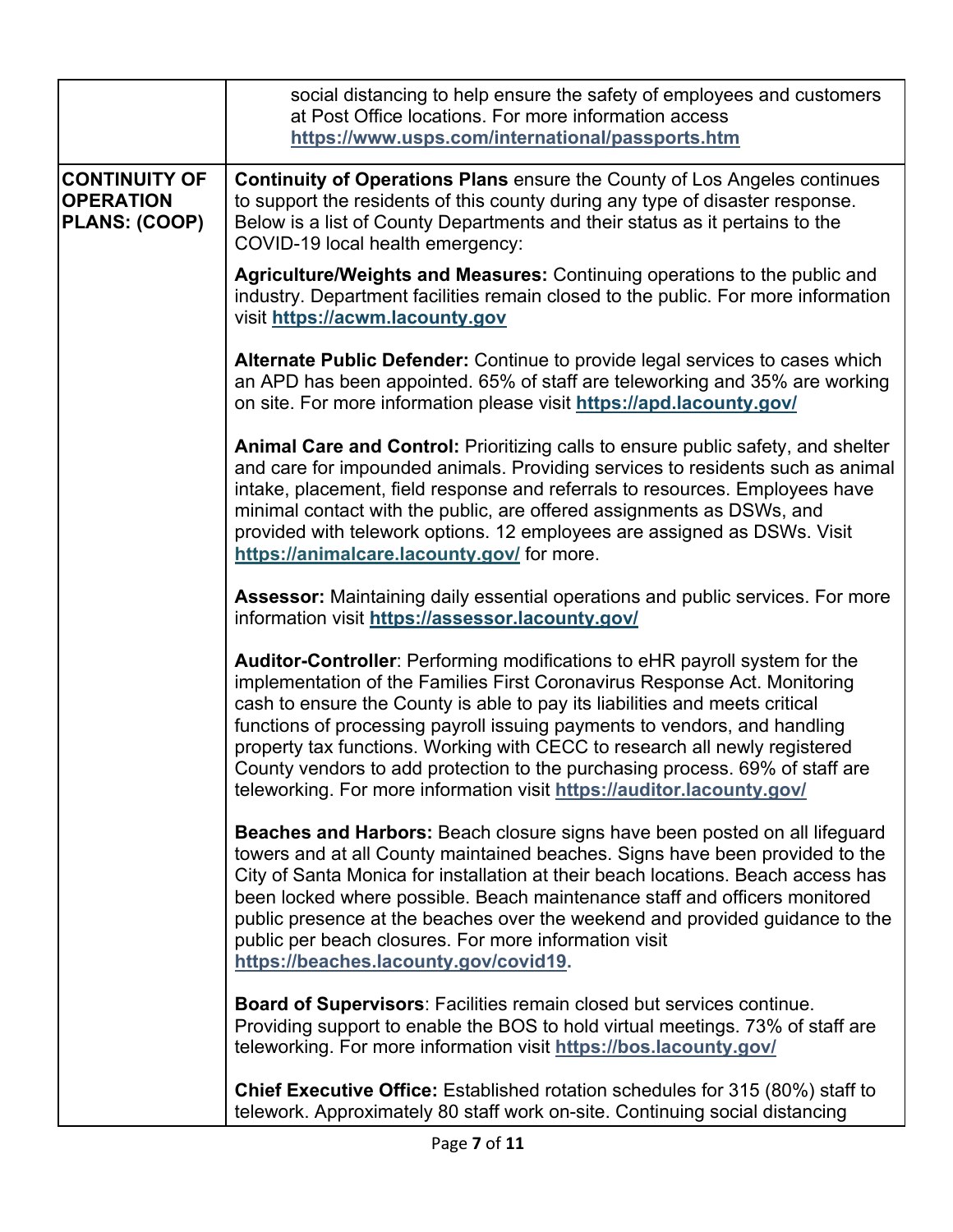| | |
|---|---|
| | social distancing to help ensure the safety of employees and customers at Post Office locations. For more information access **https://www.usps.com/international/passports.htm** |
| **CONTINUITY OF OPERATION PLANS: (COOP)** | **Continuity of Operations Plans** ensure the County of Los Angeles continues to support the residents of this county during any type of disaster response. Below is a list of County Departments and their status as it pertains to the COVID-19 local health emergency:<br><br>**Agriculture/Weights and Measures:** Continuing operations to the public and industry. Department facilities remain closed to the public. For more information visit **https://acwm.lacounty.gov**<br><br>**Alternate Public Defender:** Continue to provide legal services to cases which an APD has been appointed. 65% of staff are teleworking and 35% are working on site. For more information please visit **https://apd.lacounty.gov/**<br><br>**Animal Care and Control:** Prioritizing calls to ensure public safety, and shelter and care for impounded animals. Providing services to residents such as animal intake, placement, field response and referrals to resources. Employees have minimal contact with the public, are offered assignments as DSWs, and provided with telework options. 12 employees are assigned as DSWs. Visit **https://animalcare.lacounty.gov/** for more.<br><br>**Assessor:** Maintaining daily essential operations and public services. For more information visit **https://assessor.lacounty.gov/**<br><br>**Auditor-Controller**: Performing modifications to eHR payroll system for the implementation of the Families First Coronavirus Response Act. Monitoring cash to ensure the County is able to pay its liabilities and meets critical functions of processing payroll issuing payments to vendors, and handling property tax functions. Working with CECC to research all newly registered County vendors to add protection to the purchasing process. 69% of staff are teleworking. For more information visit **https://auditor.lacounty.gov/**<br><br>**Beaches and Harbors:** Beach closure signs have been posted on all lifeguard towers and at all County maintained beaches. Signs have been provided to the City of Santa Monica for installation at their beach locations. Beach access has been locked where possible. Beach maintenance staff and officers monitored public presence at the beaches over the weekend and provided guidance to the public per beach closures. For more information visit **https://beaches.lacounty.gov/covid19.**<br><br>**Board of Supervisors**: Facilities remain closed but services continue. Providing support to enable the BOS to hold virtual meetings. 73% of staff are teleworking. For more information visit **https://bos.lacounty.gov/**<br><br>**Chief Executive Office:** Established rotation schedules for 315 (80%) staff to telework. Approximately 80 staff work on-site. Continuing social distancing |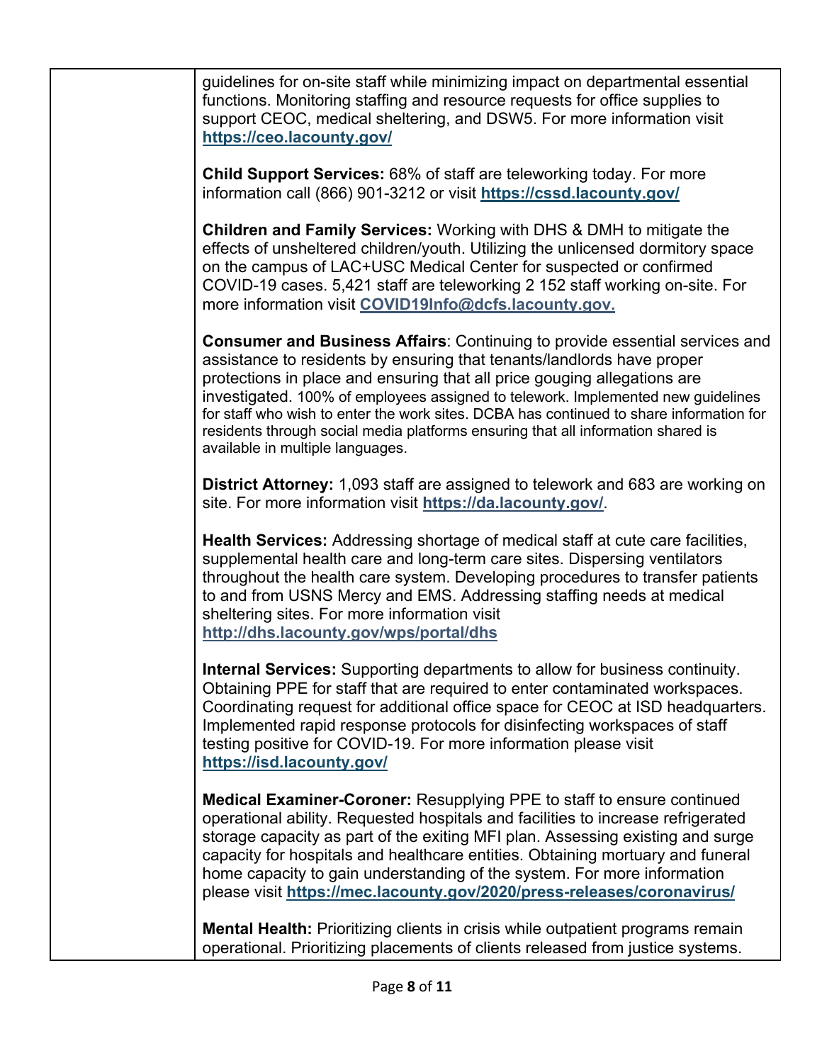| | |
|---|---|
| | guidelines for on-site staff while minimizing impact on departmental essential functions. Monitoring staffing and resource requests for office supplies to support CEOC, medical sheltering, and DSW5. For more information visit **https://ceo.lacounty.gov/**<br><br>**Child Support Services:** 68% of staff are teleworking today. For more information call (866) 901-3212 or visit **https://cssd.lacounty.gov/**<br><br>**Children and Family Services:** Working with DHS & DMH to mitigate the effects of unsheltered children/youth. Utilizing the unlicensed dormitory space on the campus of LAC+USC Medical Center for suspected or confirmed COVID-19 cases. 5,421 staff are teleworking 2 152 staff working on-site. For more information visit **COVID19Info@dcfs.lacounty.gov.**<br><br>**Consumer and Business Affairs**: Continuing to provide essential services and assistance to residents by ensuring that tenants/landlords have proper protections in place and ensuring that all price gouging allegations are investigated. 100% of employees assigned to telework. Implemented new guidelines for staff who wish to enter the work sites. DCBA has continued to share information for residents through social media platforms ensuring that all information shared is available in multiple languages.<br><br>**District Attorney:** 1,093 staff are assigned to telework and 683 are working on site. For more information visit **https://da.lacounty.gov/**.<br><br>**Health Services:** Addressing shortage of medical staff at cute care facilities, supplemental health care and long-term care sites. Dispersing ventilators throughout the health care system. Developing procedures to transfer patients to and from USNS Mercy and EMS. Addressing staffing needs at medical sheltering sites. For more information visit **http://dhs.lacounty.gov/wps/portal/dhs**<br><br>**Internal Services:** Supporting departments to allow for business continuity. Obtaining PPE for staff that are required to enter contaminated workspaces. Coordinating request for additional office space for CEOC at ISD headquarters. Implemented rapid response protocols for disinfecting workspaces of staff testing positive for COVID-19. For more information please visit **https://isd.lacounty.gov/**<br><br>**Medical Examiner-Coroner:** Resupplying PPE to staff to ensure continued operational ability. Requested hospitals and facilities to increase refrigerated storage capacity as part of the exiting MFI plan. Assessing existing and surge capacity for hospitals and healthcare entities. Obtaining mortuary and funeral home capacity to gain understanding of the system. For more information please visit **https://mec.lacounty.gov/2020/press-releases/coronavirus/**<br><br>**Mental Health:** Prioritizing clients in crisis while outpatient programs remain operational. Prioritizing placements of clients released from justice systems. |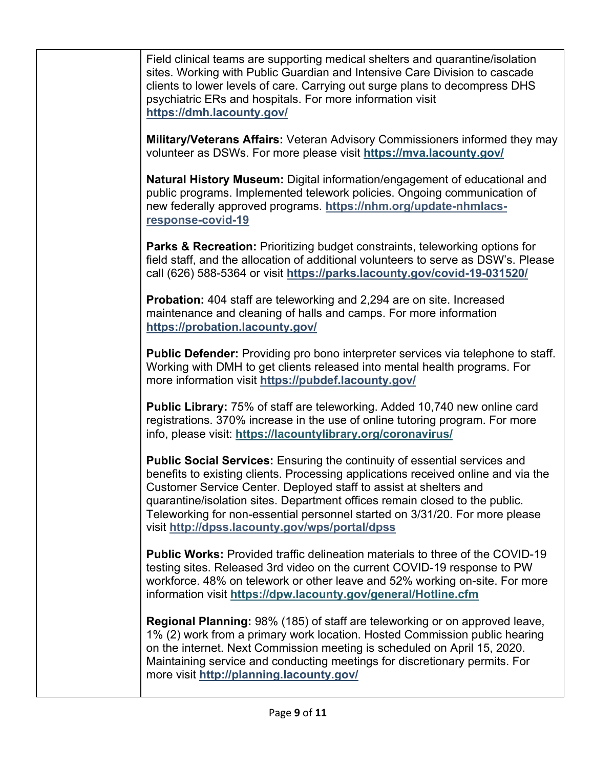| | |
|---|---|
| | Field clinical teams are supporting medical shelters and quarantine/isolation sites. Working with Public Guardian and Intensive Care Division to cascade clients to lower levels of care. Carrying out surge plans to decompress DHS psychiatric ERs and hospitals. For more information visit **https://dmh.lacounty.gov/**<br><br>**Military/Veterans Affairs:** Veteran Advisory Commissioners informed they may volunteer as DSWs. For more please visit **https://mva.lacounty.gov/**<br><br>**Natural History Museum:** Digital information/engagement of educational and public programs. Implemented telework policies. Ongoing communication of new federally approved programs. **https://nhm.org/update-nhmlacs-response-covid-19**<br><br>**Parks & Recreation:** Prioritizing budget constraints, teleworking options for field staff, and the allocation of additional volunteers to serve as DSW's. Please call (626) 588-5364 or visit **https://parks.lacounty.gov/covid-19-031520/**<br><br>**Probation:** 404 staff are teleworking and 2,294 are on site. Increased maintenance and cleaning of halls and camps. For more information **https://probation.lacounty.gov/**<br><br>**Public Defender:** Providing pro bono interpreter services via telephone to staff. Working with DMH to get clients released into mental health programs. For more information visit **https://pubdef.lacounty.gov/**<br><br>**Public Library:** 75% of staff are teleworking. Added 10,740 new online card registrations. 370% increase in the use of online tutoring program. For more info, please visit: **https://lacountylibrary.org/coronavirus/**<br><br>**Public Social Services:** Ensuring the continuity of essential services and benefits to existing clients. Processing applications received online and via the Customer Service Center. Deployed staff to assist at shelters and quarantine/isolation sites. Department offices remain closed to the public. Teleworking for non-essential personnel started on 3/31/20. For more please visit **http://dpss.lacounty.gov/wps/portal/dpss**<br><br>**Public Works:** Provided traffic delineation materials to three of the COVID-19 testing sites. Released 3rd video on the current COVID-19 response to PW workforce. 48% on telework or other leave and 52% working on-site. For more information visit **https://dpw.lacounty.gov/general/Hotline.cfm**<br><br>**Regional Planning:** 98% (185) of staff are teleworking or on approved leave, 1% (2) work from a primary work location. Hosted Commission public hearing on the internet. Next Commission meeting is scheduled on April 15, 2020. Maintaining service and conducting meetings for discretionary permits. For more visit **http://planning.lacounty.gov/** |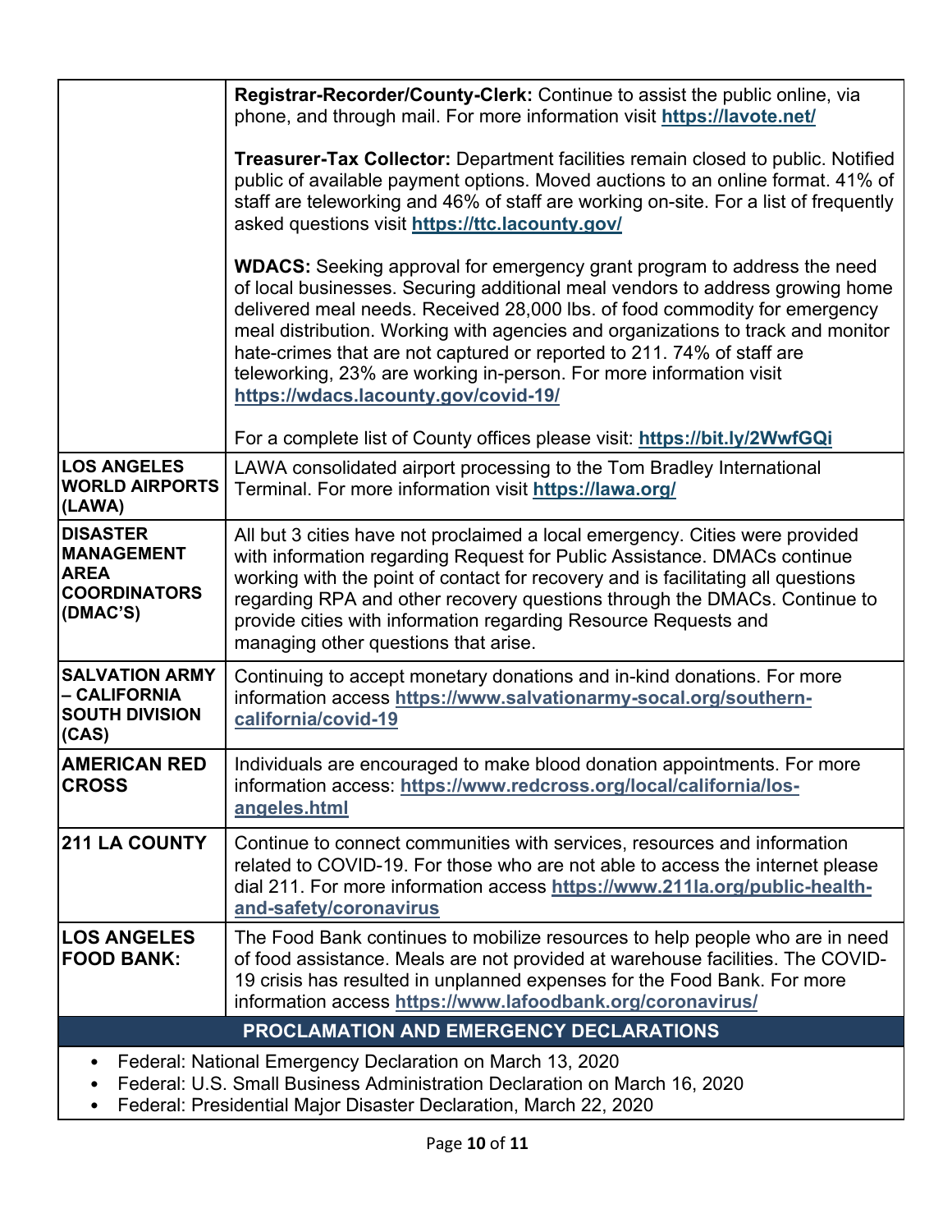| | |
|---|---|
| | **Registrar-Recorder/County-Clerk:** Continue to assist the public online, via phone, and through mail. For more information visit **https://lavote.net/**<br><br>**Treasurer-Tax Collector:** Department facilities remain closed to public. Notified public of available payment options. Moved auctions to an online format. 41% of staff are teleworking and 46% of staff are working on-site. For a list of frequently asked questions visit **https://ttc.lacounty.gov/**<br><br>**WDACS:** Seeking approval for emergency grant program to address the need of local businesses. Securing additional meal vendors to address growing home delivered meal needs. Received 28,000 lbs. of food commodity for emergency meal distribution. Working with agencies and organizations to track and monitor hate-crimes that are not captured or reported to 211. 74% of staff are teleworking, 23% are working in-person. For more information visit **https://wdacs.lacounty.gov/covid-19/**<br><br>For a complete list of County offices please visit: **https://bit.ly/2WwfGQi** |
| **LOS ANGELES WORLD AIRPORTS (LAWA)** | LAWA consolidated airport processing to the Tom Bradley International Terminal. For more information visit **https://lawa.org/** |
| **DISASTER MANAGEMENT AREA COORDINATORS (DMAC'S)** | All but 3 cities have not proclaimed a local emergency. Cities were provided with information regarding Request for Public Assistance. DMACs continue working with the point of contact for recovery and is facilitating all questions regarding RPA and other recovery questions through the DMACs. Continue to provide cities with information regarding Resource Requests and managing other questions that arise. |
| **SALVATION ARMY – CALIFORNIA SOUTH DIVISION (CAS)** | Continuing to accept monetary donations and in-kind donations. For more information access **https://www.salvationarmy-socal.org/southern-california/covid-19** |
| **AMERICAN RED CROSS** | Individuals are encouraged to make blood donation appointments. For more information access: **https://www.redcross.org/local/california/los-angeles.html** |
| **211 LA COUNTY** | Continue to connect communities with services, resources and information related to COVID-19. For those who are not able to access the internet please dial 211. For more information access **https://www.211la.org/public-health-and-safety/coronavirus** |
| **LOS ANGELES FOOD BANK:** | The Food Bank continues to mobilize resources to help people who are in need of food assistance. Meals are not provided at warehouse facilities. The COVID-19 crisis has resulted in unplanned expenses for the Food Bank. For more information access **https://www.lafoodbank.org/coronavirus/** |

## PROCLAMATION AND EMERGENCY DECLARATIONS

- Federal: National Emergency Declaration on March 13, 2020
- Federal: U.S. Small Business Administration Declaration on March 16, 2020
- Federal: Presidential Major Disaster Declaration, March 22, 2020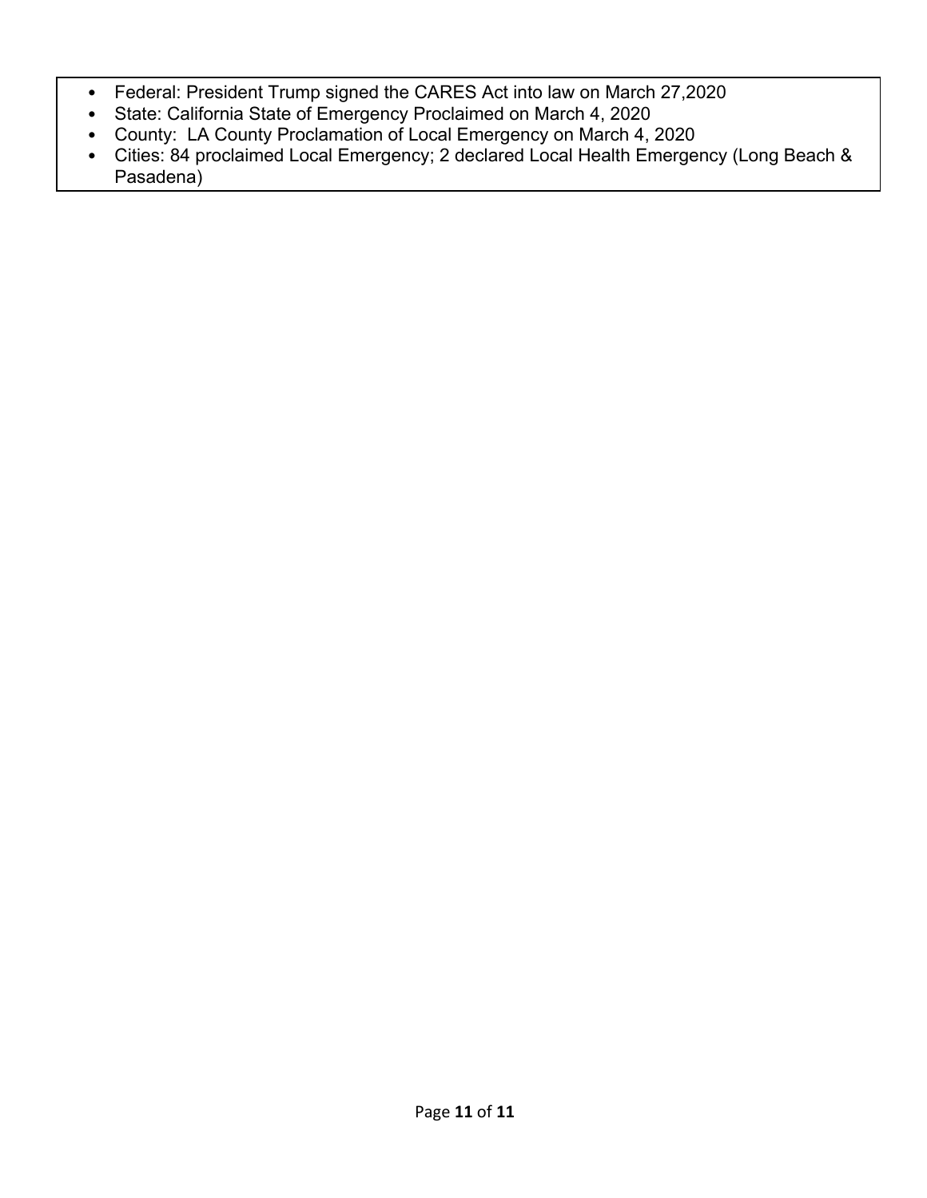- Federal: President Trump signed the CARES Act into law on March 27,2020
- State: California State of Emergency Proclaimed on March 4, 2020
- County: LA County Proclamation of Local Emergency on March 4, 2020
- Cities: 84 proclaimed Local Emergency; 2 declared Local Health Emergency (Long Beach & Pasadena)